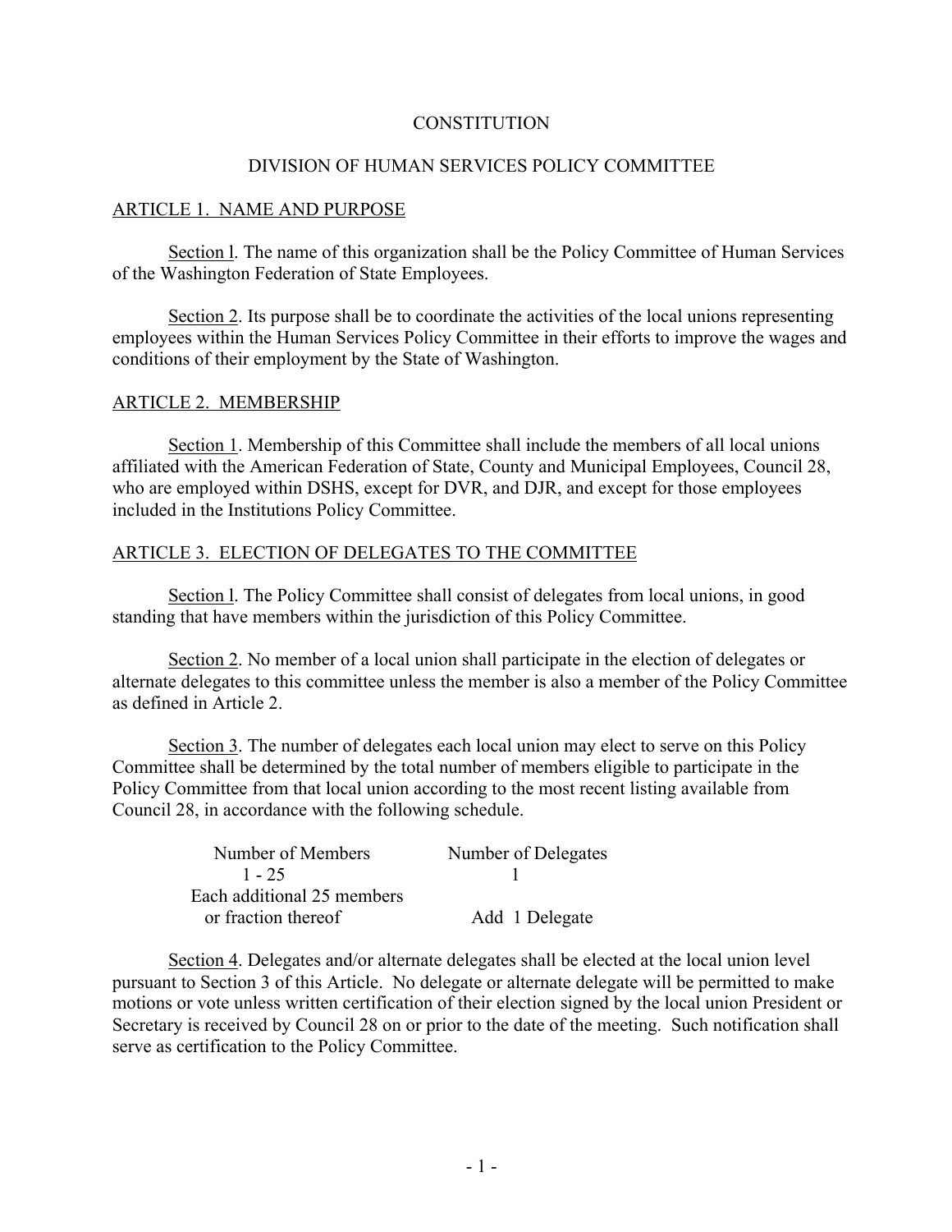# CONSTITUTION

## DIVISION OF HUMAN SERVICES POLICY COMMITTEE

### ARTICLE 1. NAME AND PURPOSE

Section l. The name of this organization shall be the Policy Committee of Human Services of the Washington Federation of State Employees.

Section 2. Its purpose shall be to coordinate the activities of the local unions representing employees within the Human Services Policy Committee in their efforts to improve the wages and conditions of their employment by the State of Washington.

### ARTICLE 2. MEMBERSHIP

Section 1. Membership of this Committee shall include the members of all local unions affiliated with the American Federation of State, County and Municipal Employees, Council 28, who are employed within DSHS, except for DVR, and DJR, and except for those employees included in the Institutions Policy Committee.

### ARTICLE 3. ELECTION OF DELEGATES TO THE COMMITTEE

Section l. The Policy Committee shall consist of delegates from local unions, in good standing that have members within the jurisdiction of this Policy Committee.

Section 2. No member of a local union shall participate in the election of delegates or alternate delegates to this committee unless the member is also a member of the Policy Committee as defined in Article 2.

Section 3. The number of delegates each local union may elect to serve on this Policy Committee shall be determined by the total number of members eligible to participate in the Policy Committee from that local union according to the most recent listing available from Council 28, in accordance with the following schedule.

| Number of Members | Number of Delegates |
|---|---|
| 1 - 25 | 1 |
| Each additional 25 members or fraction thereof | Add 1 Delegate |

Section 4. Delegates and/or alternate delegates shall be elected at the local union level pursuant to Section 3 of this Article. No delegate or alternate delegate will be permitted to make motions or vote unless written certification of their election signed by the local union President or Secretary is received by Council 28 on or prior to the date of the meeting. Such notification shall serve as certification to the Policy Committee.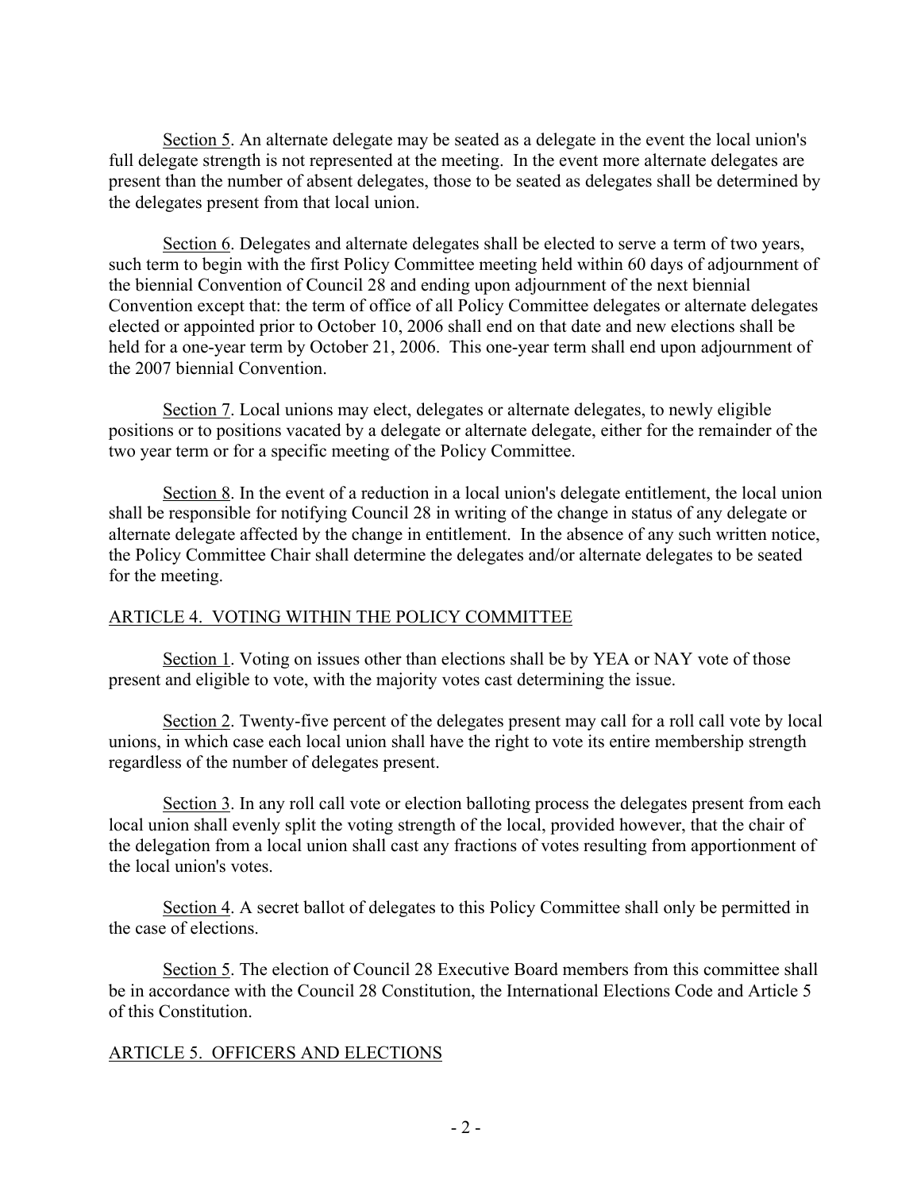Section 5. An alternate delegate may be seated as a delegate in the event the local union's full delegate strength is not represented at the meeting. In the event more alternate delegates are present than the number of absent delegates, those to be seated as delegates shall be determined by the delegates present from that local union.

Section 6. Delegates and alternate delegates shall be elected to serve a term of two years, such term to begin with the first Policy Committee meeting held within 60 days of adjournment of the biennial Convention of Council 28 and ending upon adjournment of the next biennial Convention except that: the term of office of all Policy Committee delegates or alternate delegates elected or appointed prior to October 10, 2006 shall end on that date and new elections shall be held for a one-year term by October 21, 2006. This one-year term shall end upon adjournment of the 2007 biennial Convention.

Section 7. Local unions may elect, delegates or alternate delegates, to newly eligible positions or to positions vacated by a delegate or alternate delegate, either for the remainder of the two year term or for a specific meeting of the Policy Committee.

Section 8. In the event of a reduction in a local union's delegate entitlement, the local union shall be responsible for notifying Council 28 in writing of the change in status of any delegate or alternate delegate affected by the change in entitlement. In the absence of any such written notice, the Policy Committee Chair shall determine the delegates and/or alternate delegates to be seated for the meeting.

## ARTICLE 4. VOTING WITHIN THE POLICY COMMITTEE

Section 1. Voting on issues other than elections shall be by YEA or NAY vote of those present and eligible to vote, with the majority votes cast determining the issue.

Section 2. Twenty-five percent of the delegates present may call for a roll call vote by local unions, in which case each local union shall have the right to vote its entire membership strength regardless of the number of delegates present.

Section 3. In any roll call vote or election balloting process the delegates present from each local union shall evenly split the voting strength of the local, provided however, that the chair of the delegation from a local union shall cast any fractions of votes resulting from apportionment of the local union's votes.

Section 4. A secret ballot of delegates to this Policy Committee shall only be permitted in the case of elections.

Section 5. The election of Council 28 Executive Board members from this committee shall be in accordance with the Council 28 Constitution, the International Elections Code and Article 5 of this Constitution.

## ARTICLE 5. OFFICERS AND ELECTIONS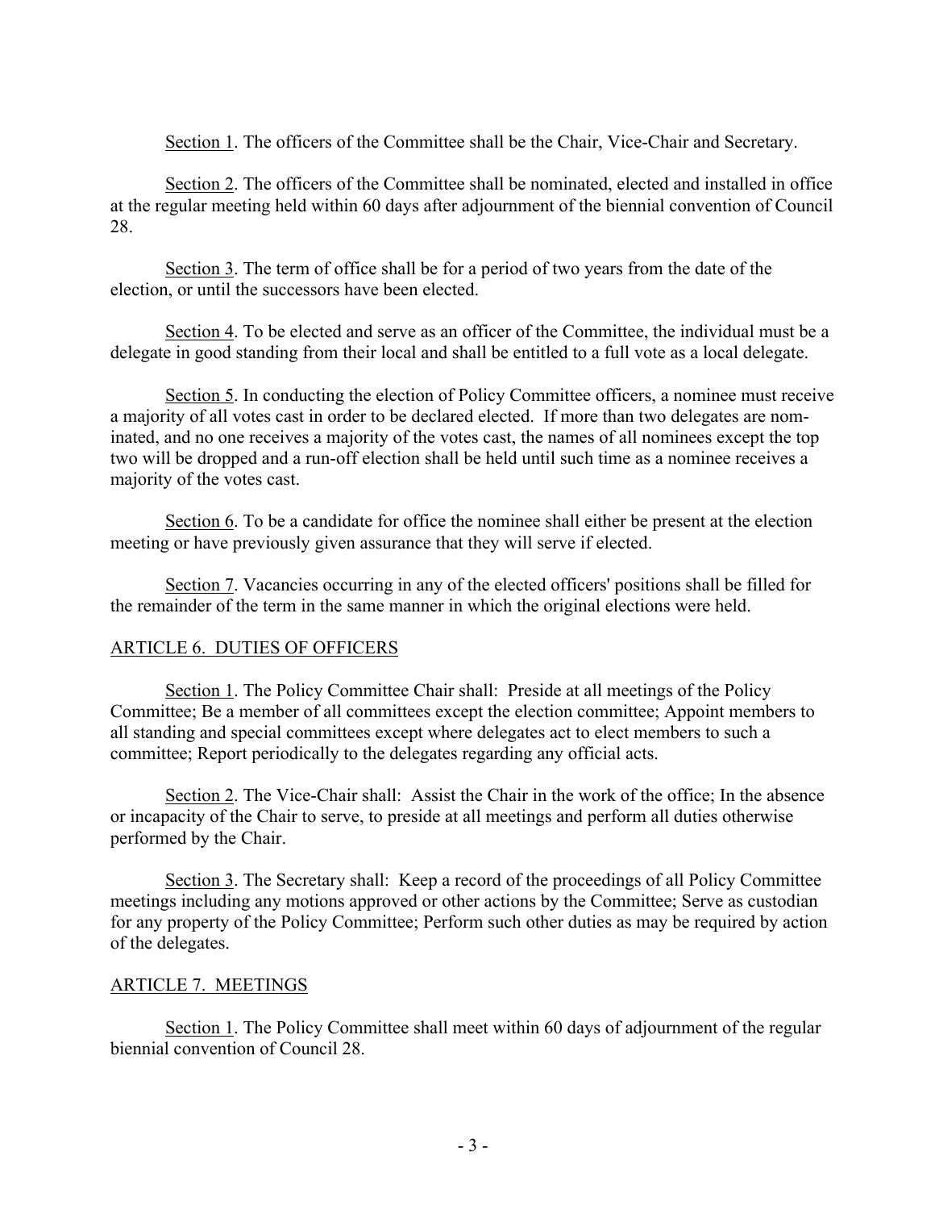Section 1. The officers of the Committee shall be the Chair, Vice-Chair and Secretary.

Section 2. The officers of the Committee shall be nominated, elected and installed in office at the regular meeting held within 60 days after adjournment of the biennial convention of Council 28.

Section 3. The term of office shall be for a period of two years from the date of the election, or until the successors have been elected.

Section 4. To be elected and serve as an officer of the Committee, the individual must be a delegate in good standing from their local and shall be entitled to a full vote as a local delegate.

Section 5. In conducting the election of Policy Committee officers, a nominee must receive a majority of all votes cast in order to be declared elected. If more than two delegates are nominated, and no one receives a majority of the votes cast, the names of all nominees except the top two will be dropped and a run-off election shall be held until such time as a nominee receives a majority of the votes cast.

Section 6. To be a candidate for office the nominee shall either be present at the election meeting or have previously given assurance that they will serve if elected.

Section 7. Vacancies occurring in any of the elected officers' positions shall be filled for the remainder of the term in the same manner in which the original elections were held.

## ARTICLE 6. DUTIES OF OFFICERS

Section 1. The Policy Committee Chair shall: Preside at all meetings of the Policy Committee; Be a member of all committees except the election committee; Appoint members to all standing and special committees except where delegates act to elect members to such a committee; Report periodically to the delegates regarding any official acts.

Section 2. The Vice-Chair shall: Assist the Chair in the work of the office; In the absence or incapacity of the Chair to serve, to preside at all meetings and perform all duties otherwise performed by the Chair.

Section 3. The Secretary shall: Keep a record of the proceedings of all Policy Committee meetings including any motions approved or other actions by the Committee; Serve as custodian for any property of the Policy Committee; Perform such other duties as may be required by action of the delegates.

## ARTICLE 7. MEETINGS

Section 1. The Policy Committee shall meet within 60 days of adjournment of the regular biennial convention of Council 28.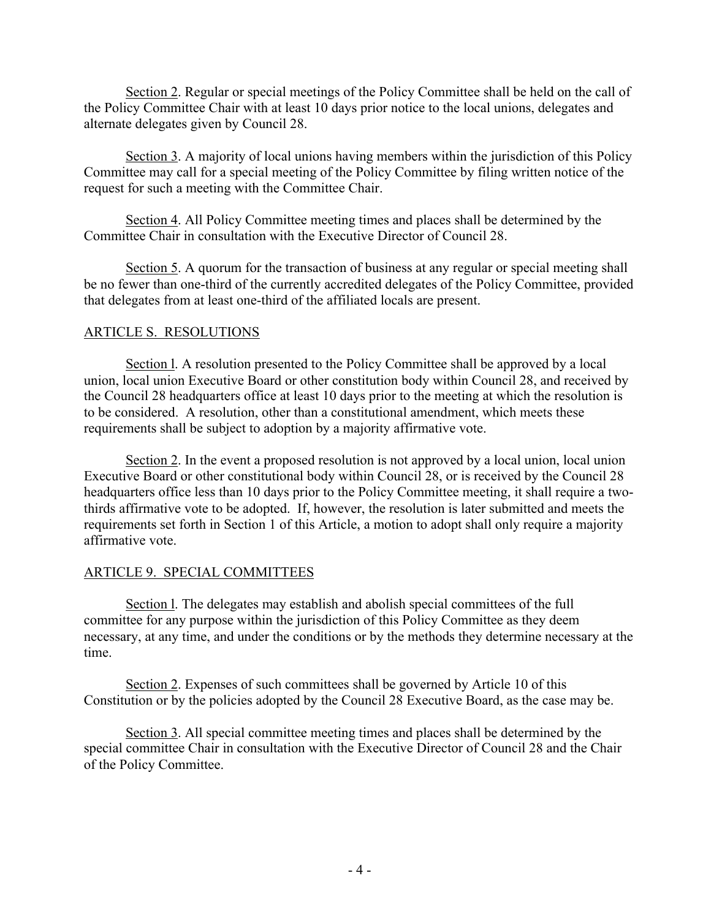Section 2. Regular or special meetings of the Policy Committee shall be held on the call of the Policy Committee Chair with at least 10 days prior notice to the local unions, delegates and alternate delegates given by Council 28.

Section 3. A majority of local unions having members within the jurisdiction of this Policy Committee may call for a special meeting of the Policy Committee by filing written notice of the request for such a meeting with the Committee Chair.

Section 4. All Policy Committee meeting times and places shall be determined by the Committee Chair in consultation with the Executive Director of Council 28.

Section 5. A quorum for the transaction of business at any regular or special meeting shall be no fewer than one-third of the currently accredited delegates of the Policy Committee, provided that delegates from at least one-third of the affiliated locals are present.

## ARTICLE S. RESOLUTIONS

Section l. A resolution presented to the Policy Committee shall be approved by a local union, local union Executive Board or other constitution body within Council 28, and received by the Council 28 headquarters office at least 10 days prior to the meeting at which the resolution is to be considered. A resolution, other than a constitutional amendment, which meets these requirements shall be subject to adoption by a majority affirmative vote.

Section 2. In the event a proposed resolution is not approved by a local union, local union Executive Board or other constitutional body within Council 28, or is received by the Council 28 headquarters office less than 10 days prior to the Policy Committee meeting, it shall require a two-thirds affirmative vote to be adopted. If, however, the resolution is later submitted and meets the requirements set forth in Section 1 of this Article, a motion to adopt shall only require a majority affirmative vote.

## ARTICLE 9. SPECIAL COMMITTEES

Section l. The delegates may establish and abolish special committees of the full committee for any purpose within the jurisdiction of this Policy Committee as they deem necessary, at any time, and under the conditions or by the methods they determine necessary at the time.

Section 2. Expenses of such committees shall be governed by Article 10 of this Constitution or by the policies adopted by the Council 28 Executive Board, as the case may be.

Section 3. All special committee meeting times and places shall be determined by the special committee Chair in consultation with the Executive Director of Council 28 and the Chair of the Policy Committee.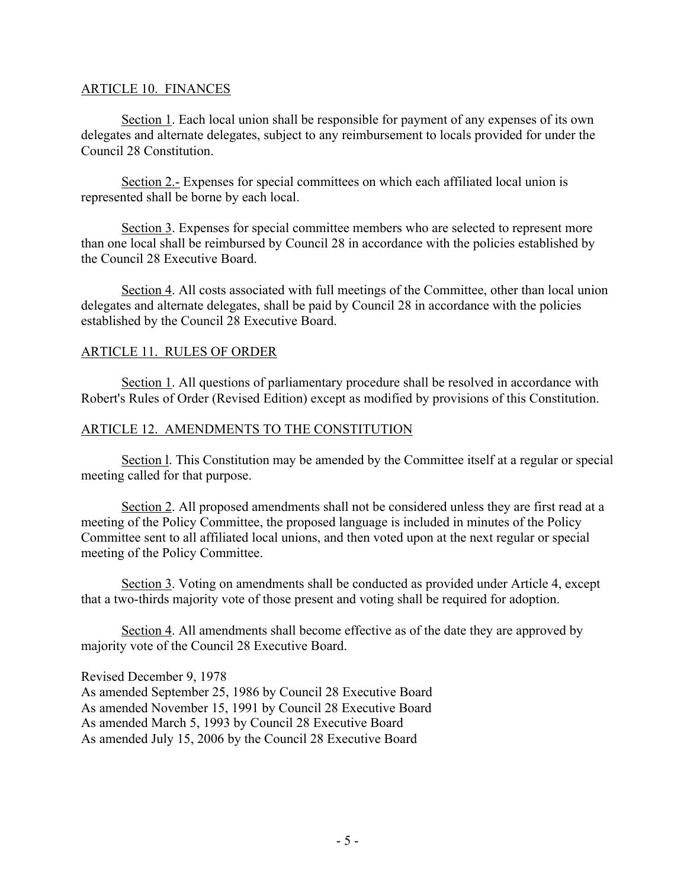## ARTICLE 10. FINANCES

Section 1. Each local union shall be responsible for payment of any expenses of its own delegates and alternate delegates, subject to any reimbursement to locals provided for under the Council 28 Constitution.

Section 2.- Expenses for special committees on which each affiliated local union is represented shall be borne by each local.

Section 3. Expenses for special committee members who are selected to represent more than one local shall be reimbursed by Council 28 in accordance with the policies established by the Council 28 Executive Board.

Section 4. All costs associated with full meetings of the Committee, other than local union delegates and alternate delegates, shall be paid by Council 28 in accordance with the policies established by the Council 28 Executive Board.

## ARTICLE 11. RULES OF ORDER

Section 1. All questions of parliamentary procedure shall be resolved in accordance with Robert's Rules of Order (Revised Edition) except as modified by provisions of this Constitution.

## ARTICLE 12. AMENDMENTS TO THE CONSTITUTION

Section l. This Constitution may be amended by the Committee itself at a regular or special meeting called for that purpose.

Section 2. All proposed amendments shall not be considered unless they are first read at a meeting of the Policy Committee, the proposed language is included in minutes of the Policy Committee sent to all affiliated local unions, and then voted upon at the next regular or special meeting of the Policy Committee.

Section 3. Voting on amendments shall be conducted as provided under Article 4, except that a two-thirds majority vote of those present and voting shall be required for adoption.

Section 4. All amendments shall become effective as of the date they are approved by majority vote of the Council 28 Executive Board.

Revised December 9, 1978
As amended September 25, 1986 by Council 28 Executive Board
As amended November 15, 1991 by Council 28 Executive Board
As amended March 5, 1993 by Council 28 Executive Board
As amended July 15, 2006 by the Council 28 Executive Board